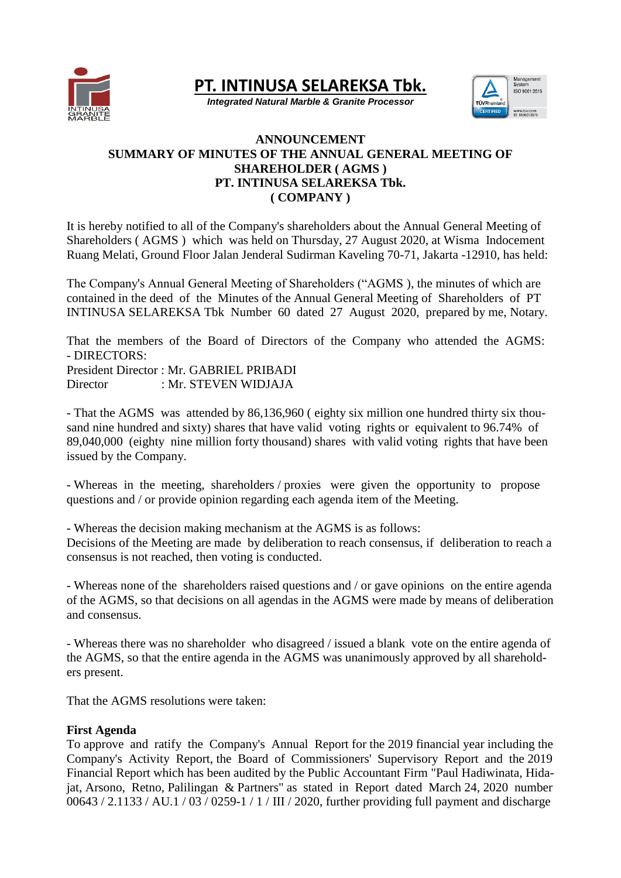# PT. INTINUSA SELAREKSA Tbk.

*Integrated Natural Marble & Granite Processor*

## ANNOUNCEMENT
## SUMMARY OF MINUTES OF THE ANNUAL GENERAL MEETING OF SHAREHOLDER ( AGMS )
## PT. INTINUSA SELAREKSA Tbk.
## ( COMPANY )

It is hereby notified to all of the Company's shareholders about the Annual General Meeting of Shareholders ( AGMS ) which was held on Thursday, 27 August 2020, at Wisma Indocement Ruang Melati, Ground Floor Jalan Jenderal Sudirman Kaveling 70-71, Jakarta -12910, has held:

The Company's Annual General Meeting of Shareholders ("AGMS ), the minutes of which are contained in the deed of the Minutes of the Annual General Meeting of Shareholders of PT INTINUSA SELAREKSA Tbk Number 60 dated 27 August 2020, prepared by me, Notary.

That the members of the Board of Directors of the Company who attended the AGMS:
- DIRECTORS:

President Director : Mr. GABRIEL PRIBADI
Director : Mr. STEVEN WIDJAJA

- That the AGMS was attended by 86,136,960 ( eighty six million one hundred thirty six thousand nine hundred and sixty) shares that have valid voting rights or equivalent to 96.74% of 89,040,000 (eighty nine million forty thousand) shares with valid voting rights that have been issued by the Company.

- Whereas in the meeting, shareholders / proxies were given the opportunity to propose questions and / or provide opinion regarding each agenda item of the Meeting.

- Whereas the decision making mechanism at the AGMS is as follows:
Decisions of the Meeting are made by deliberation to reach consensus, if deliberation to reach a consensus is not reached, then voting is conducted.

- Whereas none of the shareholders raised questions and / or gave opinions on the entire agenda of the AGMS, so that decisions on all agendas in the AGMS were made by means of deliberation and consensus.

- Whereas there was no shareholder who disagreed / issued a blank vote on the entire agenda of the AGMS, so that the entire agenda in the AGMS was unanimously approved by all shareholders present.

That the AGMS resolutions were taken:

**First Agenda**

To approve and ratify the Company's Annual Report for the 2019 financial year including the Company's Activity Report, the Board of Commissioners' Supervisory Report and the 2019 Financial Report which has been audited by the Public Accountant Firm "Paul Hadiwinata, Hidajat, Arsono, Retno, Palilingan & Partners" as stated in Report dated March 24, 2020 number 00643 / 2.1133 / AU.1 / 03 / 0259-1 / 1 / III / 2020, further providing full payment and discharge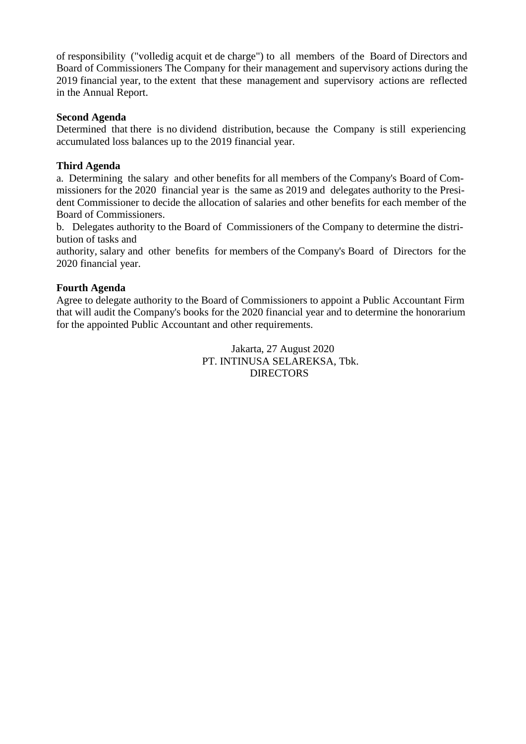of responsibility ("volledig acquit et de charge") to all members of the Board of Directors and Board of Commissioners The Company for their management and supervisory actions during the 2019 financial year, to the extent that these management and supervisory actions are reflected in the Annual Report.

**Second Agenda**

Determined that there is no dividend distribution, because the Company is still experiencing accumulated loss balances up to the 2019 financial year.

**Third Agenda**

a. Determining the salary and other benefits for all members of the Company's Board of Commissioners for the 2020 financial year is the same as 2019 and delegates authority to the President Commissioner to decide the allocation of salaries and other benefits for each member of the Board of Commissioners.

b. Delegates authority to the Board of Commissioners of the Company to determine the distribution of tasks and authority, salary and other benefits for members of the Company's Board of Directors for the 2020 financial year.

**Fourth Agenda**

Agree to delegate authority to the Board of Commissioners to appoint a Public Accountant Firm that will audit the Company's books for the 2020 financial year and to determine the honorarium for the appointed Public Accountant and other requirements.

Jakarta, 27 August 2020
PT. INTINUSA SELAREKSA, Tbk.
DIRECTORS